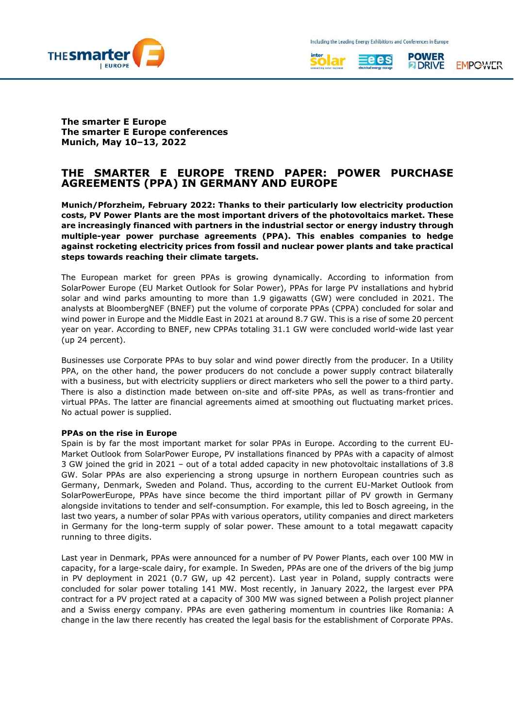**The smarter E Europe**
**The smarter E Europe conferences**
**Munich, May 10–13, 2022**

# THE SMARTER E EUROPE TREND PAPER: POWER PURCHASE AGREEMENTS (PPA) IN GERMANY AND EUROPE

**Munich/Pforzheim, February 2022: Thanks to their particularly low electricity production costs, PV Power Plants are the most important drivers of the photovoltaics market. These are increasingly financed with partners in the industrial sector or energy industry through multiple-year power purchase agreements (PPA). This enables companies to hedge against rocketing electricity prices from fossil and nuclear power plants and take practical steps towards reaching their climate targets.**

The European market for green PPAs is growing dynamically. According to information from SolarPower Europe (EU Market Outlook for Solar Power), PPAs for large PV installations and hybrid solar and wind parks amounting to more than 1.9 gigawatts (GW) were concluded in 2021. The analysts at BloombergNEF (BNEF) put the volume of corporate PPAs (CPPA) concluded for solar and wind power in Europe and the Middle East in 2021 at around 8.7 GW. This is a rise of some 20 percent year on year. According to BNEF, new CPPAs totaling 31.1 GW were concluded world-wide last year (up 24 percent).

Businesses use Corporate PPAs to buy solar and wind power directly from the producer. In a Utility PPA, on the other hand, the power producers do not conclude a power supply contract bilaterally with a business, but with electricity suppliers or direct marketers who sell the power to a third party. There is also a distinction made between on-site and off-site PPAs, as well as trans-frontier and virtual PPAs. The latter are financial agreements aimed at smoothing out fluctuating market prices. No actual power is supplied.

**PPAs on the rise in Europe**

Spain is by far the most important market for solar PPAs in Europe. According to the current EU-Market Outlook from SolarPower Europe, PV installations financed by PPAs with a capacity of almost 3 GW joined the grid in 2021 – out of a total added capacity in new photovoltaic installations of 3.8 GW. Solar PPAs are also experiencing a strong upsurge in northern European countries such as Germany, Denmark, Sweden and Poland. Thus, according to the current EU-Market Outlook from SolarPowerEurope, PPAs have since become the third important pillar of PV growth in Germany alongside invitations to tender and self-consumption. For example, this led to Bosch agreeing, in the last two years, a number of solar PPAs with various operators, utility companies and direct marketers in Germany for the long-term supply of solar power. These amount to a total megawatt capacity running to three digits.

Last year in Denmark, PPAs were announced for a number of PV Power Plants, each over 100 MW in capacity, for a large-scale dairy, for example. In Sweden, PPAs are one of the drivers of the big jump in PV deployment in 2021 (0.7 GW, up 42 percent). Last year in Poland, supply contracts were concluded for solar power totaling 141 MW. Most recently, in January 2022, the largest ever PPA contract for a PV project rated at a capacity of 300 MW was signed between a Polish project planner and a Swiss energy company. PPAs are even gathering momentum in countries like Romania: A change in the law there recently has created the legal basis for the establishment of Corporate PPAs.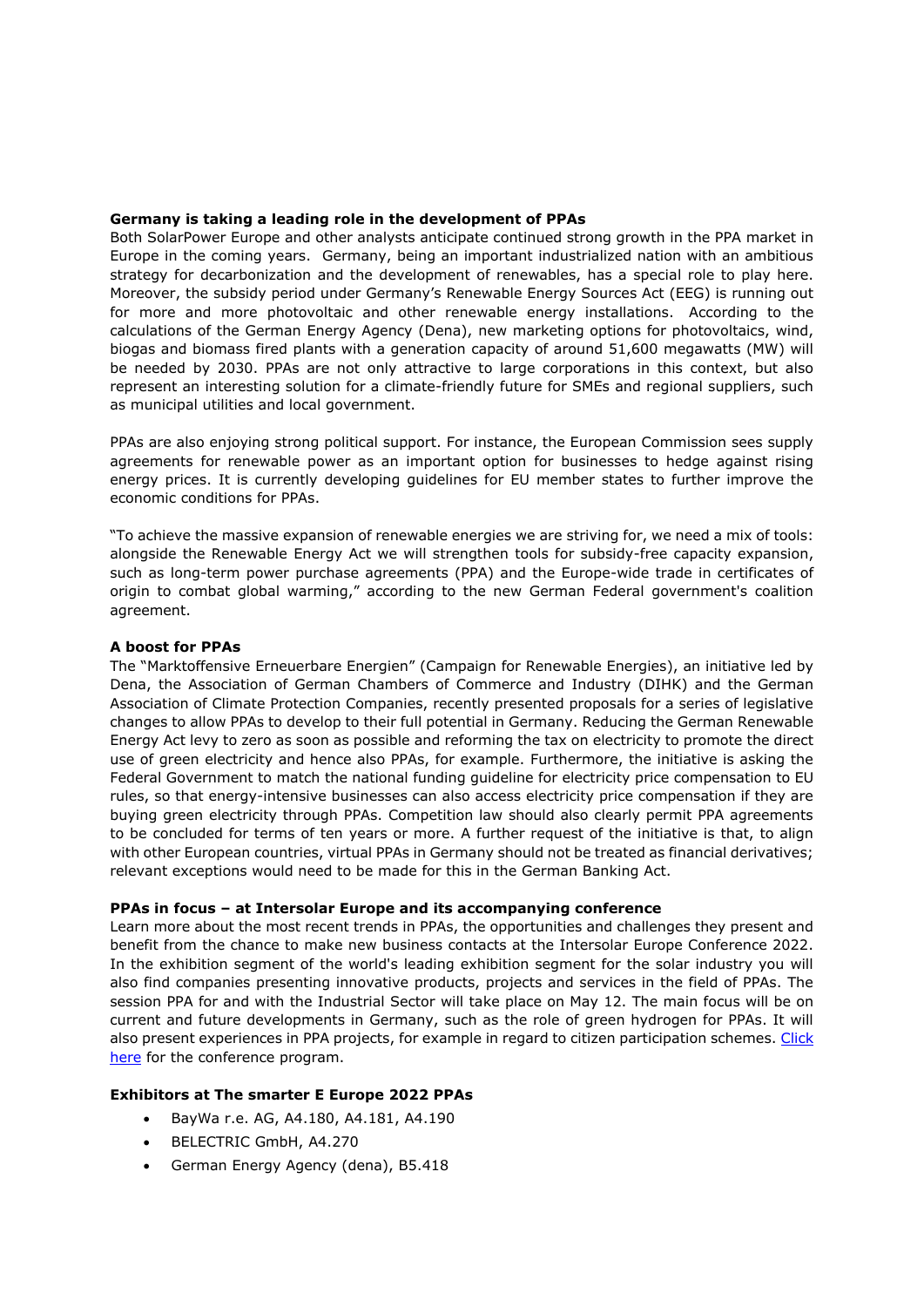**Germany is taking a leading role in the development of PPAs**

Both SolarPower Europe and other analysts anticipate continued strong growth in the PPA market in Europe in the coming years. Germany, being an important industrialized nation with an ambitious strategy for decarbonization and the development of renewables, has a special role to play here. Moreover, the subsidy period under Germany's Renewable Energy Sources Act (EEG) is running out for more and more photovoltaic and other renewable energy installations. According to the calculations of the German Energy Agency (Dena), new marketing options for photovoltaics, wind, biogas and biomass fired plants with a generation capacity of around 51,600 megawatts (MW) will be needed by 2030. PPAs are not only attractive to large corporations in this context, but also represent an interesting solution for a climate-friendly future for SMEs and regional suppliers, such as municipal utilities and local government.

PPAs are also enjoying strong political support. For instance, the European Commission sees supply agreements for renewable power as an important option for businesses to hedge against rising energy prices. It is currently developing guidelines for EU member states to further improve the economic conditions for PPAs.

"To achieve the massive expansion of renewable energies we are striving for, we need a mix of tools: alongside the Renewable Energy Act we will strengthen tools for subsidy-free capacity expansion, such as long-term power purchase agreements (PPA) and the Europe-wide trade in certificates of origin to combat global warming," according to the new German Federal government's coalition agreement.

**A boost for PPAs**

The "Marktoffensive Erneuerbare Energien" (Campaign for Renewable Energies), an initiative led by Dena, the Association of German Chambers of Commerce and Industry (DIHK) and the German Association of Climate Protection Companies, recently presented proposals for a series of legislative changes to allow PPAs to develop to their full potential in Germany. Reducing the German Renewable Energy Act levy to zero as soon as possible and reforming the tax on electricity to promote the direct use of green electricity and hence also PPAs, for example. Furthermore, the initiative is asking the Federal Government to match the national funding guideline for electricity price compensation to EU rules, so that energy-intensive businesses can also access electricity price compensation if they are buying green electricity through PPAs. Competition law should also clearly permit PPA agreements to be concluded for terms of ten years or more. A further request of the initiative is that, to align with other European countries, virtual PPAs in Germany should not be treated as financial derivatives; relevant exceptions would need to be made for this in the German Banking Act.

**PPAs in focus – at Intersolar Europe and its accompanying conference**

Learn more about the most recent trends in PPAs, the opportunities and challenges they present and benefit from the chance to make new business contacts at the Intersolar Europe Conference 2022. In the exhibition segment of the world's leading exhibition segment for the solar industry you will also find companies presenting innovative products, projects and services in the field of PPAs. The session PPA for and with the Industrial Sector will take place on May 12. The main focus will be on current and future developments in Germany, such as the role of green hydrogen for PPAs. It will also present experiences in PPA projects, for example in regard to citizen participation schemes. Click here for the conference program.

**Exhibitors at The smarter E Europe 2022 PPAs**

- BayWa r.e. AG, A4.180, A4.181, A4.190
- BELECTRIC GmbH, A4.270
- German Energy Agency (dena), B5.418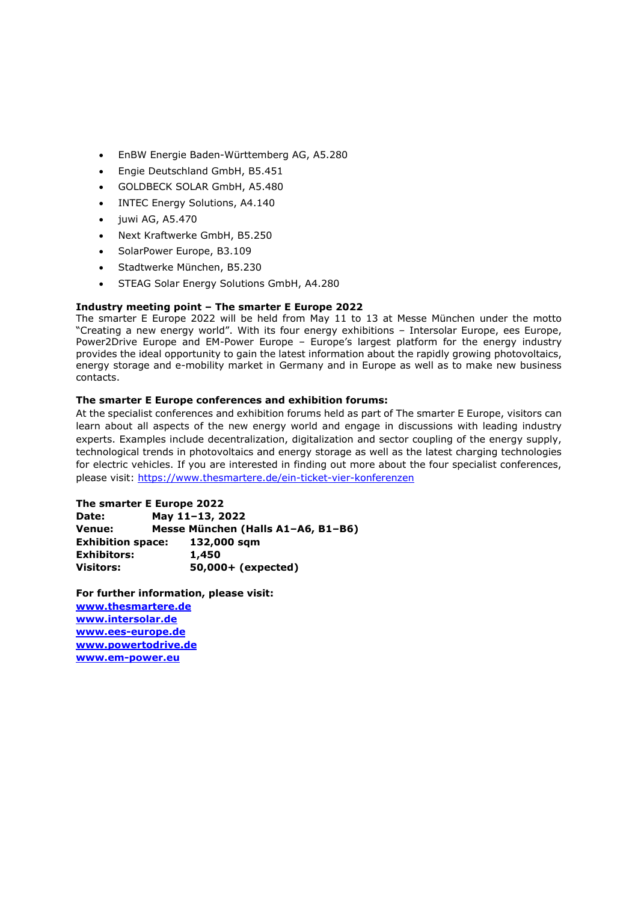- EnBW Energie Baden-Württemberg AG, A5.280
- Engie Deutschland GmbH, B5.451
- GOLDBECK SOLAR GmbH, A5.480
- INTEC Energy Solutions, A4.140
- juwi AG, A5.470
- Next Kraftwerke GmbH, B5.250
- SolarPower Europe, B3.109
- Stadtwerke München, B5.230
- STEAG Solar Energy Solutions GmbH, A4.280

**Industry meeting point – The smarter E Europe 2022**
The smarter E Europe 2022 will be held from May 11 to 13 at Messe München under the motto "Creating a new energy world". With its four energy exhibitions – Intersolar Europe, ees Europe, Power2Drive Europe and EM-Power Europe – Europe's largest platform for the energy industry provides the ideal opportunity to gain the latest information about the rapidly growing photovoltaics, energy storage and e-mobility market in Germany and in Europe as well as to make new business contacts.

**The smarter E Europe conferences and exhibition forums:**
At the specialist conferences and exhibition forums held as part of The smarter E Europe, visitors can learn about all aspects of the new energy world and engage in discussions with leading industry experts. Examples include decentralization, digitalization and sector coupling of the energy supply, technological trends in photovoltaics and energy storage as well as the latest charging technologies for electric vehicles. If you are interested in finding out more about the four specialist conferences, please visit: https://www.thesmartere.de/ein-ticket-vier-konferenzen

**The smarter E Europe 2022**
**Date:** **May 11–13, 2022**
**Venue:** **Messe München (Halls A1–A6, B1–B6)**
**Exhibition space:** **132,000 sqm**
**Exhibitors:** **1,450**
**Visitors:** **50,000+ (expected)**

**For further information, please visit:**
**www.thesmartere.de**
**www.intersolar.de**
**www.ees-europe.de**
**www.powertodrive.de**
**www.em-power.eu**